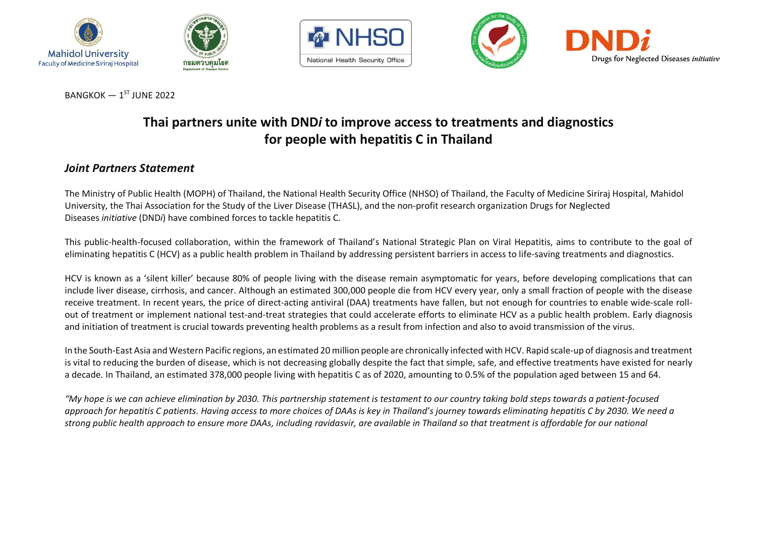BANGKOK — 1ST JUNE 2022

# Thai partners unite with DND*i* to improve access to treatments and diagnostics for people with hepatitis C in Thailand

## *Joint Partners Statement*

The Ministry of Public Health (MOPH) of Thailand, the National Health Security Office (NHSO) of Thailand, the Faculty of Medicine Siriraj Hospital, Mahidol University, the Thai Association for the Study of the Liver Disease (THASL), and the non-profit research organization Drugs for Neglected Diseases *initiative* (DND*i*) have combined forces to tackle hepatitis C.

This public-health-focused collaboration, within the framework of Thailand's National Strategic Plan on Viral Hepatitis, aims to contribute to the goal of eliminating hepatitis C (HCV) as a public health problem in Thailand by addressing persistent barriers in access to life-saving treatments and diagnostics.

HCV is known as a 'silent killer' because 80% of people living with the disease remain asymptomatic for years, before developing complications that can include liver disease, cirrhosis, and cancer. Although an estimated 300,000 people die from HCV every year, only a small fraction of people with the disease receive treatment. In recent years, the price of direct-acting antiviral (DAA) treatments have fallen, but not enough for countries to enable wide-scale roll-out of treatment or implement national test-and-treat strategies that could accelerate efforts to eliminate HCV as a public health problem. Early diagnosis and initiation of treatment is crucial towards preventing health problems as a result from infection and also to avoid transmission of the virus.

In the South-East Asia and Western Pacific regions, an estimated 20 million people are chronically infected with HCV. Rapid scale-up of diagnosis and treatment is vital to reducing the burden of disease, which is not decreasing globally despite the fact that simple, safe, and effective treatments have existed for nearly a decade. In Thailand, an estimated 378,000 people living with hepatitis C as of 2020, amounting to 0.5% of the population aged between 15 and 64.

*"My hope is we can achieve elimination by 2030. This partnership statement is testament to our country taking bold steps towards a patient-focused approach for hepatitis C patients. Having access to more choices of DAAs is key in Thailand's journey towards eliminating hepatitis C by 2030. We need a strong public health approach to ensure more DAAs, including ravidasvir, are available in Thailand so that treatment is affordable for our national*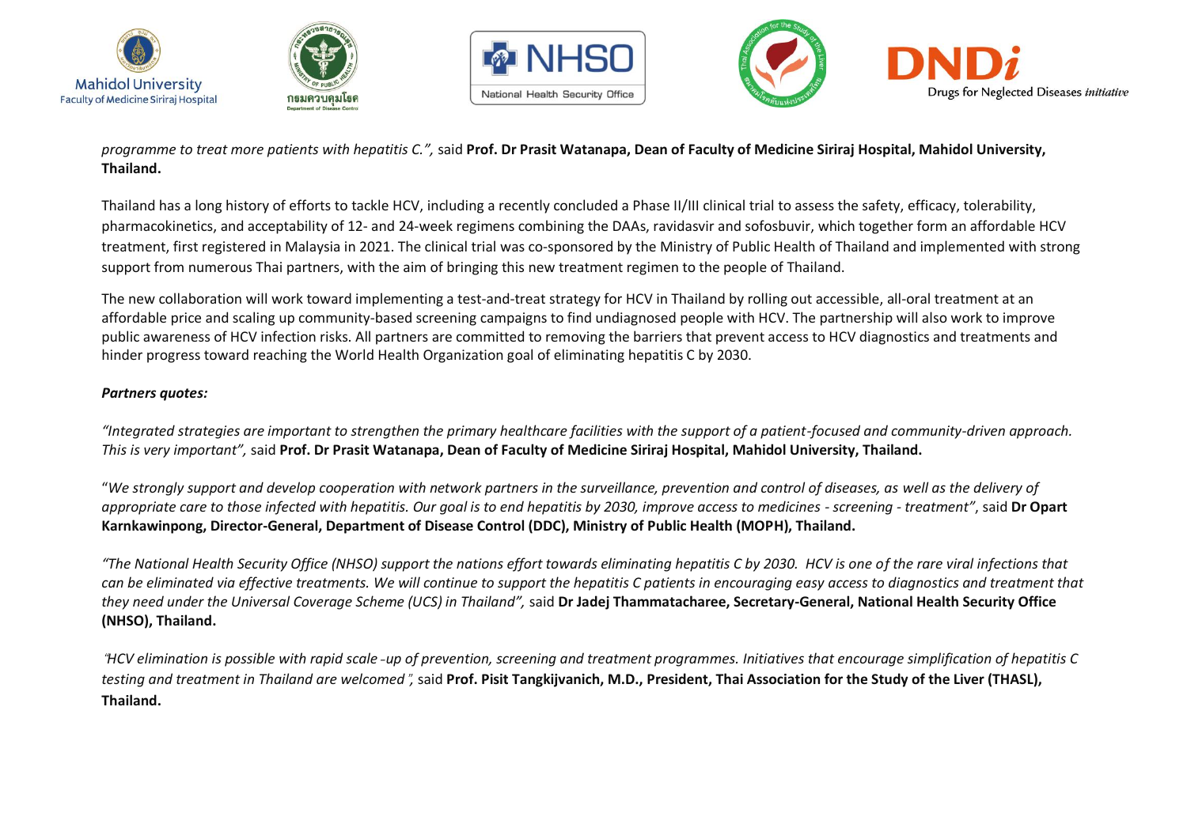*programme to treat more patients with hepatitis C.",* said **Prof. Dr Prasit Watanapa, Dean of Faculty of Medicine Siriraj Hospital, Mahidol University, Thailand.**

Thailand has a long history of efforts to tackle HCV, including a recently concluded a Phase II/III clinical trial to assess the safety, efficacy, tolerability, pharmacokinetics, and acceptability of 12- and 24-week regimens combining the DAAs, ravidasvir and sofosbuvir, which together form an affordable HCV treatment, first registered in Malaysia in 2021. The clinical trial was co-sponsored by the Ministry of Public Health of Thailand and implemented with strong support from numerous Thai partners, with the aim of bringing this new treatment regimen to the people of Thailand.

The new collaboration will work toward implementing a test-and-treat strategy for HCV in Thailand by rolling out accessible, all-oral treatment at an affordable price and scaling up community-based screening campaigns to find undiagnosed people with HCV. The partnership will also work to improve public awareness of HCV infection risks. All partners are committed to removing the barriers that prevent access to HCV diagnostics and treatments and hinder progress toward reaching the World Health Organization goal of eliminating hepatitis C by 2030.

***Partners quotes:***

*"Integrated strategies are important to strengthen the primary healthcare facilities with the support of a patient-focused and community-driven approach. This is very important",* said **Prof. Dr Prasit Watanapa, Dean of Faculty of Medicine Siriraj Hospital, Mahidol University, Thailand.**

"*We strongly support and develop cooperation with network partners in the surveillance, prevention and control of diseases, as well as the delivery of appropriate care to those infected with hepatitis. Our goal is to end hepatitis by 2030, improve access to medicines - screening - treatment"*, said **Dr Opart Karnkawinpong, Director-General, Department of Disease Control (DDC), Ministry of Public Health (MOPH), Thailand.**

*"The National Health Security Office (NHSO) support the nations effort towards eliminating hepatitis C by 2030. HCV is one of the rare viral infections that can be eliminated via effective treatments. We will continue to support the hepatitis C patients in encouraging easy access to diagnostics and treatment that they need under the Universal Coverage Scheme (UCS) in Thailand",* said **Dr Jadej Thammatacharee, Secretary-General, National Health Security Office (NHSO), Thailand.**

*"HCV elimination is possible with rapid scale-up of prevention, screening and treatment programmes. Initiatives that encourage simplification of hepatitis C testing and treatment in Thailand are welcomed",* said **Prof. Pisit Tangkijvanich, M.D., President, Thai Association for the Study of the Liver (THASL), Thailand.**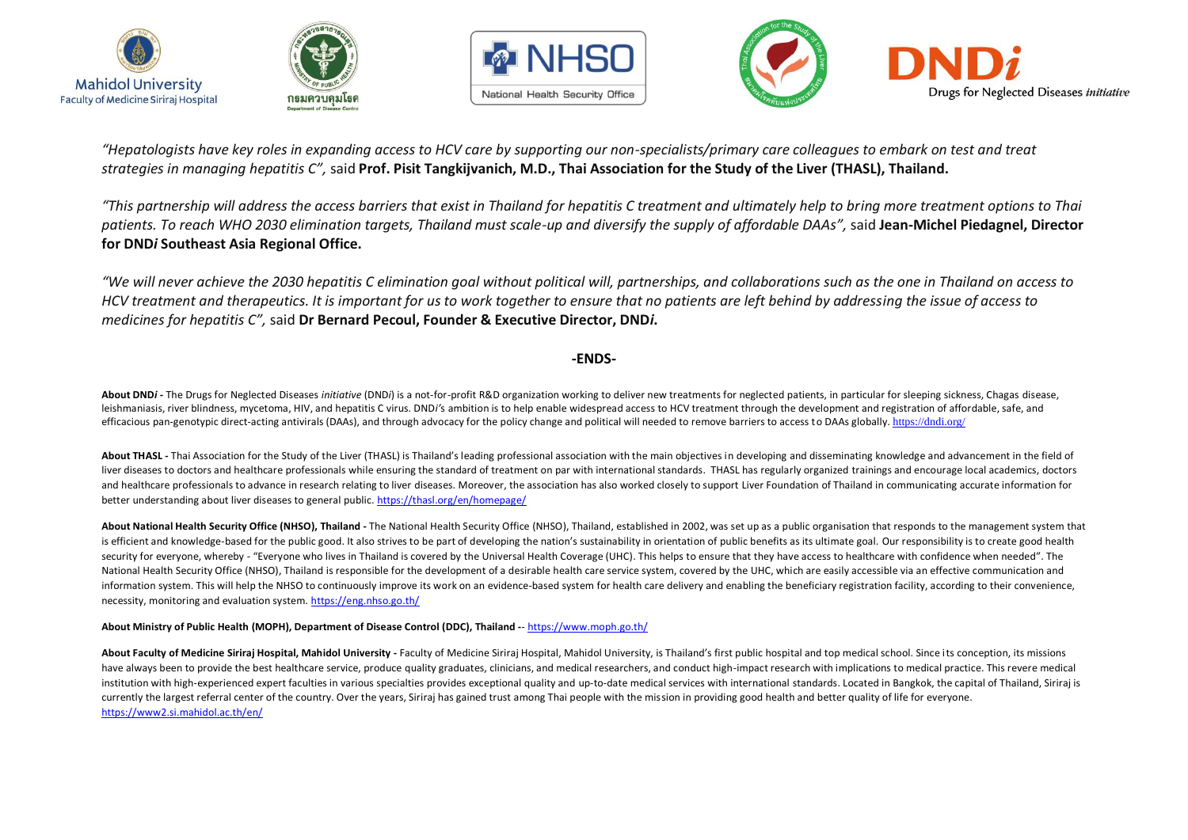*"Hepatologists have key roles in expanding access to HCV care by supporting our non-specialists/primary care colleagues to embark on test and treat strategies in managing hepatitis C",* said **Prof. Pisit Tangkijvanich, M.D., Thai Association for the Study of the Liver (THASL), Thailand.**

*"This partnership will address the access barriers that exist in Thailand for hepatitis C treatment and ultimately help to bring more treatment options to Thai patients. To reach WHO 2030 elimination targets, Thailand must scale-up and diversify the supply of affordable DAAs",* said **Jean-Michel Piedagnel, Director for DND*i* Southeast Asia Regional Office.**

*"We will never achieve the 2030 hepatitis C elimination goal without political will, partnerships, and collaborations such as the one in Thailand on access to HCV treatment and therapeutics. It is important for us to work together to ensure that no patients are left behind by addressing the issue of access to medicines for hepatitis C",* said **Dr Bernard Pecoul, Founder & Executive Director, DND*i*.**

**-ENDS-**

**About DND*i* -** The Drugs for Neglected Diseases *initiative* (DND*i*) is a not-for-profit R&D organization working to deliver new treatments for neglected patients, in particular for sleeping sickness, Chagas disease, leishmaniasis, river blindness, mycetoma, HIV, and hepatitis C virus. DND*i*'s ambition is to help enable widespread access to HCV treatment through the development and registration of affordable, safe, and efficacious pan-genotypic direct-acting antivirals (DAAs), and through advocacy for the policy change and political will needed to remove barriers to access to DAAs globally. https://dndi.org/

**About THASL -** Thai Association for the Study of the Liver (THASL) is Thailand's leading professional association with the main objectives in developing and disseminating knowledge and advancement in the field of liver diseases to doctors and healthcare professionals while ensuring the standard of treatment on par with international standards. THASL has regularly organized trainings and encourage local academics, doctors and healthcare professionals to advance in research relating to liver diseases. Moreover, the association has also worked closely to support Liver Foundation of Thailand in communicating accurate information for better understanding about liver diseases to general public. https://thasl.org/en/homepage/

**About National Health Security Office (NHSO), Thailand -** The National Health Security Office (NHSO), Thailand, established in 2002, was set up as a public organisation that responds to the management system that is efficient and knowledge-based for the public good. It also strives to be part of developing the nation's sustainability in orientation of public benefits as its ultimate goal. Our responsibility is to create good health security for everyone, whereby - "Everyone who lives in Thailand is covered by the Universal Health Coverage (UHC). This helps to ensure that they have access to healthcare with confidence when needed". The National Health Security Office (NHSO), Thailand is responsible for the development of a desirable health care service system, covered by the UHC, which are easily accessible via an effective communication and information system. This will help the NHSO to continuously improve its work on an evidence-based system for health care delivery and enabling the beneficiary registration facility, according to their convenience, necessity, monitoring and evaluation system. https://eng.nhso.go.th/

**About Ministry of Public Health (MOPH), Department of Disease Control (DDC), Thailand --** https://www.moph.go.th/

**About Faculty of Medicine Siriraj Hospital, Mahidol University -** Faculty of Medicine Siriraj Hospital, Mahidol University, is Thailand's first public hospital and top medical school. Since its conception, its missions have always been to provide the best healthcare service, produce quality graduates, clinicians, and medical researchers, and conduct high-impact research with implications to medical practice. This revere medical institution with high-experienced expert faculties in various specialties provides exceptional quality and up-to-date medical services with international standards. Located in Bangkok, the capital of Thailand, Siriraj is currently the largest referral center of the country. Over the years, Siriraj has gained trust among Thai people with the mission in providing good health and better quality of life for everyone. https://www2.si.mahidol.ac.th/en/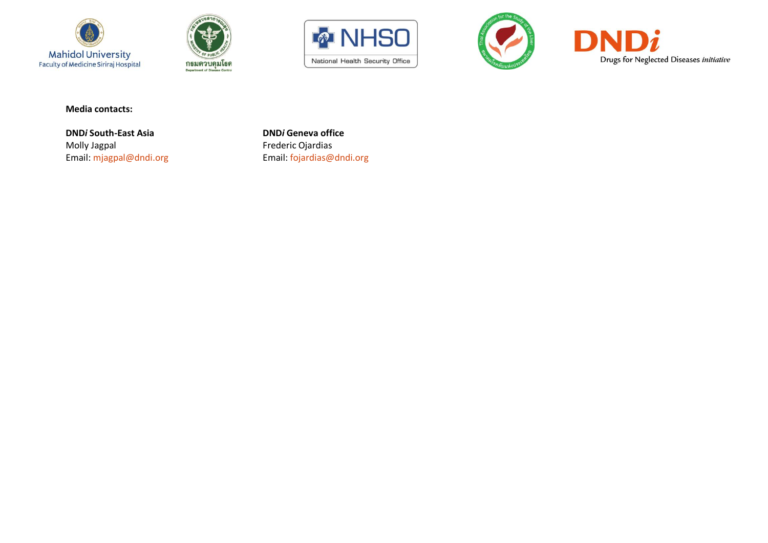**Media contacts:**

**DND*i* South-East Asia**
Molly Jagpal
Email: mjagpal@dndi.org

**DND*i* Geneva office**
Frederic Ojardias
Email: fojardias@dndi.org